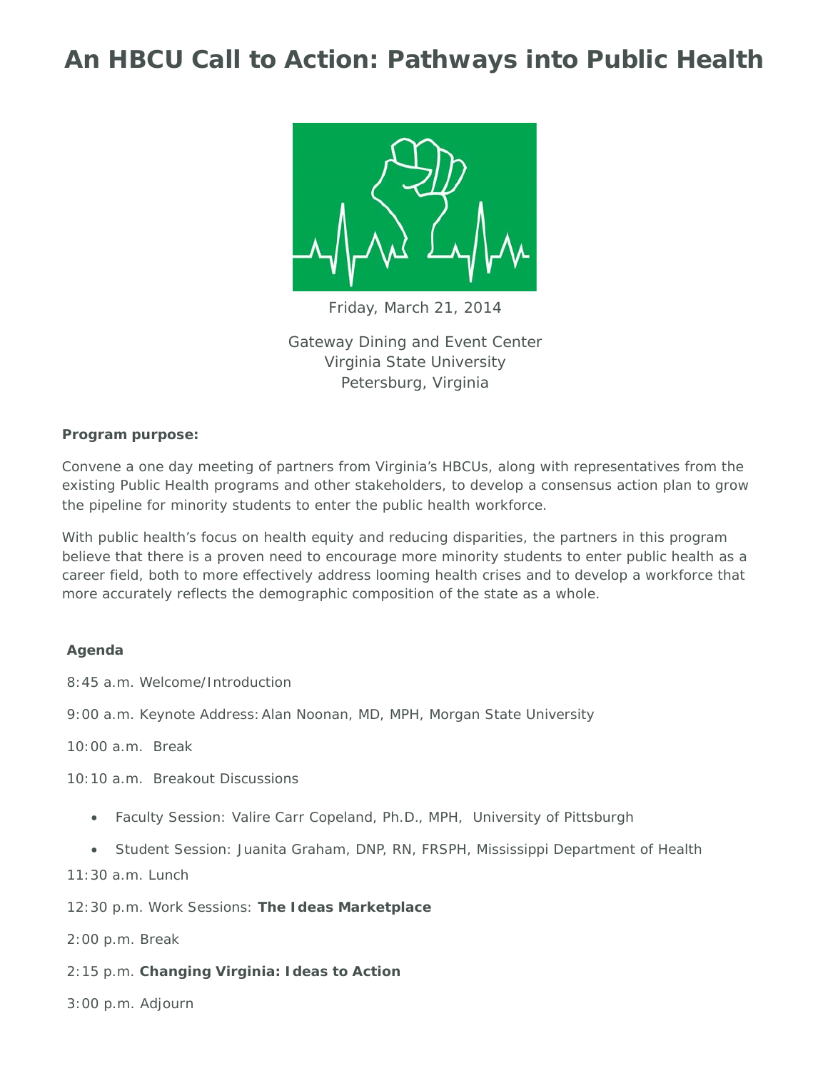# An HBCU Call to Action: Pathways into Public Health

Friday, March 21, 2014

Gateway Dining and Event Center
Virginia State University
Petersburg, Virginia

**Program purpose:**

Convene a one day meeting of partners from Virginia's HBCUs, along with representatives from the existing Public Health programs and other stakeholders, to develop a consensus action plan to grow the pipeline for minority students to enter the public health workforce.

With public health's focus on health equity and reducing disparities, the partners in this program believe that there is a proven need to encourage more minority students to enter public health as a career field, both to more effectively address looming health crises and to develop a workforce that more accurately reflects the demographic composition of the state as a whole.

**Agenda**

8:45 a.m. Welcome/Introduction

9:00 a.m. Keynote Address: Alan Noonan, MD, MPH, Morgan State University

10:00 a.m. Break

10:10 a.m. Breakout Discussions

- Faculty Session: Valire Carr Copeland, Ph.D., MPH, University of Pittsburgh
- Student Session: Juanita Graham, DNP, RN, FRSPH, Mississippi Department of Health

11:30 a.m. Lunch

12:30 p.m. Work Sessions: **The Ideas Marketplace**

2:00 p.m. Break

2:15 p.m. **Changing Virginia: Ideas to Action**

3:00 p.m. Adjourn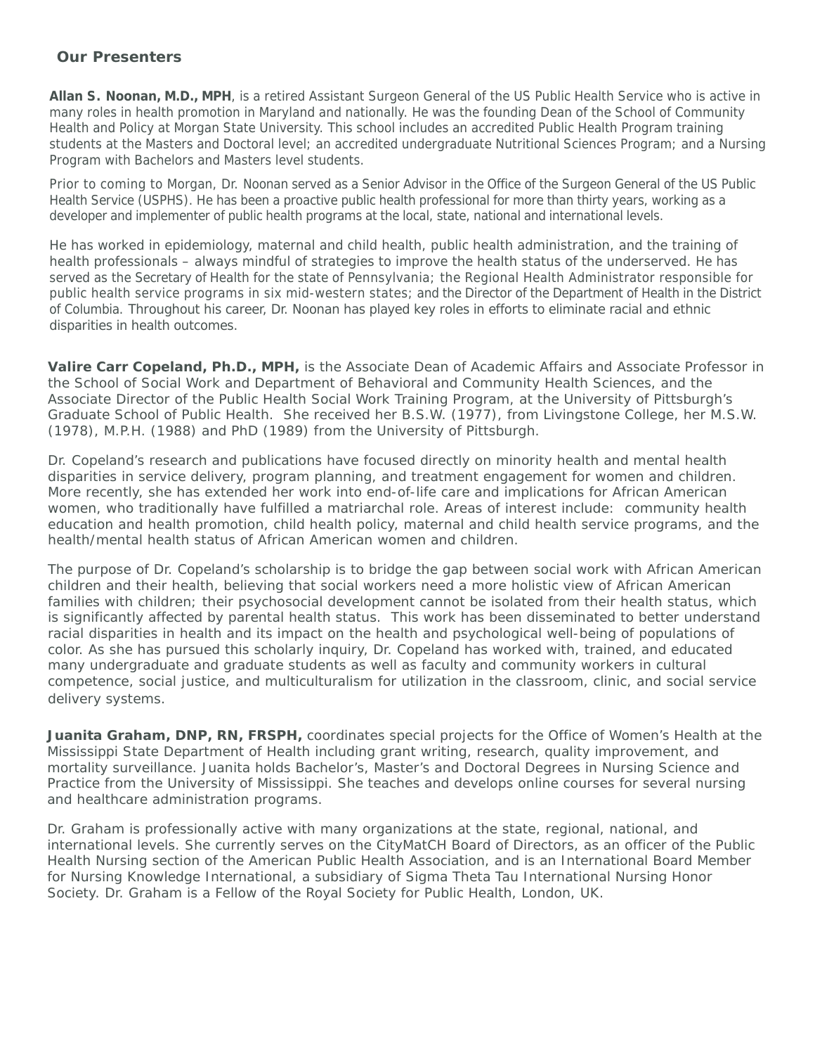## Our Presenters

**Allan S. Noonan, M.D., MPH**, is a retired Assistant Surgeon General of the US Public Health Service who is active in many roles in health promotion in Maryland and nationally. He was the founding Dean of the School of Community Health and Policy at Morgan State University. This school includes an accredited Public Health Program training students at the Masters and Doctoral level; an accredited undergraduate Nutritional Sciences Program; and a Nursing Program with Bachelors and Masters level students.

Prior to coming to Morgan, Dr. Noonan served as a Senior Advisor in the Office of the Surgeon General of the US Public Health Service (USPHS). He has been a proactive public health professional for more than thirty years, working as a developer and implementer of public health programs at the local, state, national and international levels.

He has worked in epidemiology, maternal and child health, public health administration, and the training of health professionals – always mindful of strategies to improve the health status of the underserved. He has served as the Secretary of Health for the state of Pennsylvania; the Regional Health Administrator responsible for public health service programs in six mid-western states; and the Director of the Department of Health in the District of Columbia. Throughout his career, Dr. Noonan has played key roles in efforts to eliminate racial and ethnic disparities in health outcomes.

**Valire Carr Copeland, Ph.D., MPH,** is the Associate Dean of Academic Affairs and Associate Professor in the School of Social Work and Department of Behavioral and Community Health Sciences, and the Associate Director of the Public Health Social Work Training Program, at the University of Pittsburgh's Graduate School of Public Health. She received her B.S.W. (1977), from Livingstone College, her M.S.W. (1978), M.P.H. (1988) and PhD (1989) from the University of Pittsburgh.

Dr. Copeland's research and publications have focused directly on minority health and mental health disparities in service delivery, program planning, and treatment engagement for women and children. More recently, she has extended her work into end-of-life care and implications for African American women, who traditionally have fulfilled a matriarchal role. Areas of interest include: community health education and health promotion, child health policy, maternal and child health service programs, and the health/mental health status of African American women and children.

The purpose of Dr. Copeland's scholarship is to bridge the gap between social work with African American children and their health, believing that social workers need a more holistic view of African American families with children; their psychosocial development cannot be isolated from their health status, which is significantly affected by parental health status. This work has been disseminated to better understand racial disparities in health and its impact on the health and psychological well-being of populations of color. As she has pursued this scholarly inquiry, Dr. Copeland has worked with, trained, and educated many undergraduate and graduate students as well as faculty and community workers in cultural competence, social justice, and multiculturalism for utilization in the classroom, clinic, and social service delivery systems.

**Juanita Graham, DNP, RN, FRSPH,** coordinates special projects for the Office of Women's Health at the Mississippi State Department of Health including grant writing, research, quality improvement, and mortality surveillance. Juanita holds Bachelor's, Master's and Doctoral Degrees in Nursing Science and Practice from the University of Mississippi. She teaches and develops online courses for several nursing and healthcare administration programs.

Dr. Graham is professionally active with many organizations at the state, regional, national, and international levels. She currently serves on the CityMatCH Board of Directors, as an officer of the Public Health Nursing section of the American Public Health Association, and is an International Board Member for Nursing Knowledge International, a subsidiary of Sigma Theta Tau International Nursing Honor Society. Dr. Graham is a Fellow of the Royal Society for Public Health, London, UK.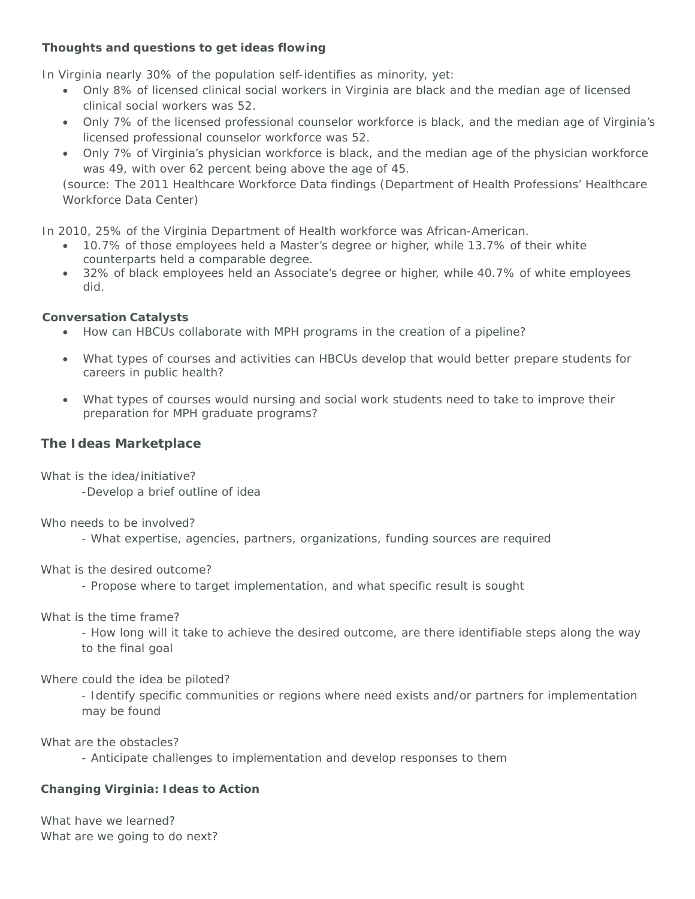**Thoughts and questions to get ideas flowing**

In Virginia nearly 30% of the population self-identifies as minority, yet:

- Only 8% of licensed clinical social workers in Virginia are black and the median age of licensed clinical social workers was 52.
- Only 7% of the licensed professional counselor workforce is black, and the median age of Virginia's licensed professional counselor workforce was 52.
- Only 7% of Virginia's physician workforce is black, and the median age of the physician workforce was 49, with over 62 percent being above the age of 45.

(source: The 2011 Healthcare Workforce Data findings (Department of Health Professions' Healthcare Workforce Data Center)

In 2010, 25% of the Virginia Department of Health workforce was African-American.

- 10.7% of those employees held a Master's degree or higher, while 13.7% of their white counterparts held a comparable degree.
- 32% of black employees held an Associate's degree or higher, while 40.7% of white employees did.

**Conversation Catalysts**

- How can HBCUs collaborate with MPH programs in the creation of a pipeline?
- What types of courses and activities can HBCUs develop that would better prepare students for careers in public health?
- What types of courses would nursing and social work students need to take to improve their preparation for MPH graduate programs?

## The Ideas Marketplace

What is the idea/initiative?
-Develop a brief outline of idea

Who needs to be involved?
- What expertise, agencies, partners, organizations, funding sources are required

What is the desired outcome?
- Propose where to target implementation, and what specific result is sought

What is the time frame?
- How long will it take to achieve the desired outcome, are there identifiable steps along the way to the final goal

Where could the idea be piloted?
- Identify specific communities or regions where need exists and/or partners for implementation may be found

What are the obstacles?
- Anticipate challenges to implementation and develop responses to them

**Changing Virginia: Ideas to Action**

What have we learned?
What are we going to do next?